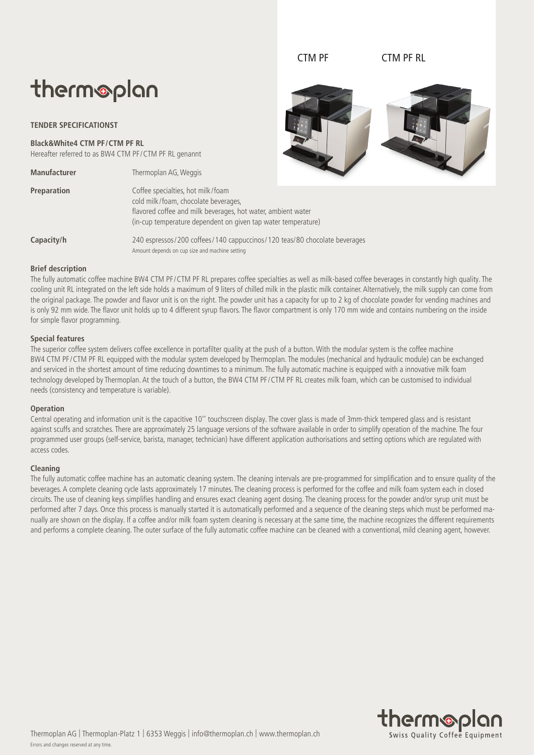CTM PF CTM PF RL

# thermoplan

**TENDER SPECIFICATIONST**

**Black&White4 CTM PF/CTM PF RL**
Hereafter referred to as BW4 CTM PF/CTM PF RL genannt

| | |
|---|---|
| **Manufacturer** | Thermoplan AG, Weggis |
| **Preparation** | Coffee specialties, hot milk/foam<br>cold milk/foam, chocolate beverages,<br>flavored coffee and milk beverages, hot water, ambient water<br>(in-cup temperature dependent on given tap water temperature) |
| **Capacity/h** | 240 espressos/200 coffees/140 cappuccinos/120 teas/80 chocolate beverages<br>Amount depends on cup size and machine setting |

**Brief description**

The fully automatic coffee machine BW4 CTM PF/CTM PF RL prepares coffee specialties as well as milk-based coffee beverages in constantly high quality. The cooling unit RL integrated on the left side holds a maximum of 9 liters of chilled milk in the plastic milk container. Alternatively, the milk supply can come from the original package. The powder and flavor unit is on the right. The powder unit has a capacity for up to 2 kg of chocolate powder for vending machines and is only 92 mm wide. The flavor unit holds up to 4 different syrup flavors. The flavor compartment is only 170 mm wide and contains numbering on the inside for simple flavor programming.

**Special features**

The superior coffee system delivers coffee excellence in portafilter quality at the push of a button. With the modular system is the coffee machine BW4 CTM PF/CTM PF RL equipped with the modular system developed by Thermoplan. The modules (mechanical and hydraulic module) can be exchanged and serviced in the shortest amount of time reducing downtimes to a minimum. The fully automatic machine is equipped with a innovative milk foam technology developed by Thermoplan. At the touch of a button, the BW4 CTM PF/CTM PF RL creates milk foam, which can be customised to individual needs (consistency and temperature is variable).

**Operation**

Central operating and information unit is the capacitive 10'' touchscreen display. The cover glass is made of 3mm-thick tempered glass and is resistant against scuffs and scratches. There are approximately 25 language versions of the software available in order to simplify operation of the machine. The four programmed user groups (self-service, barista, manager, technician) have different application authorisations and setting options which are regulated with access codes.

**Cleaning**

The fully automatic coffee machine has an automatic cleaning system. The cleaning intervals are pre-programmed for simplification and to ensure quality of the beverages. A complete cleaning cycle lasts approximately 17 minutes. The cleaning process is performed for the coffee and milk foam system each in closed circuits. The use of cleaning keys simplifies handling and ensures exact cleaning agent dosing. The cleaning process for the powder and/or syrup unit must be performed after 7 days. Once this process is manually started it is automatically performed and a sequence of the cleaning steps which must be performed manually are shown on the display. If a coffee and/or milk foam system cleaning is necessary at the same time, the machine recognizes the different requirements and performs a complete cleaning. The outer surface of the fully automatic coffee machine can be cleaned with a conventional, mild cleaning agent, however.

Thermoplan AG | Thermoplan-Platz 1 | 6353 Weggis | info@thermoplan.ch | www.thermoplan.ch
Errors and changes reserved at any time.

thermoplan Swiss Quality Coffee Equipment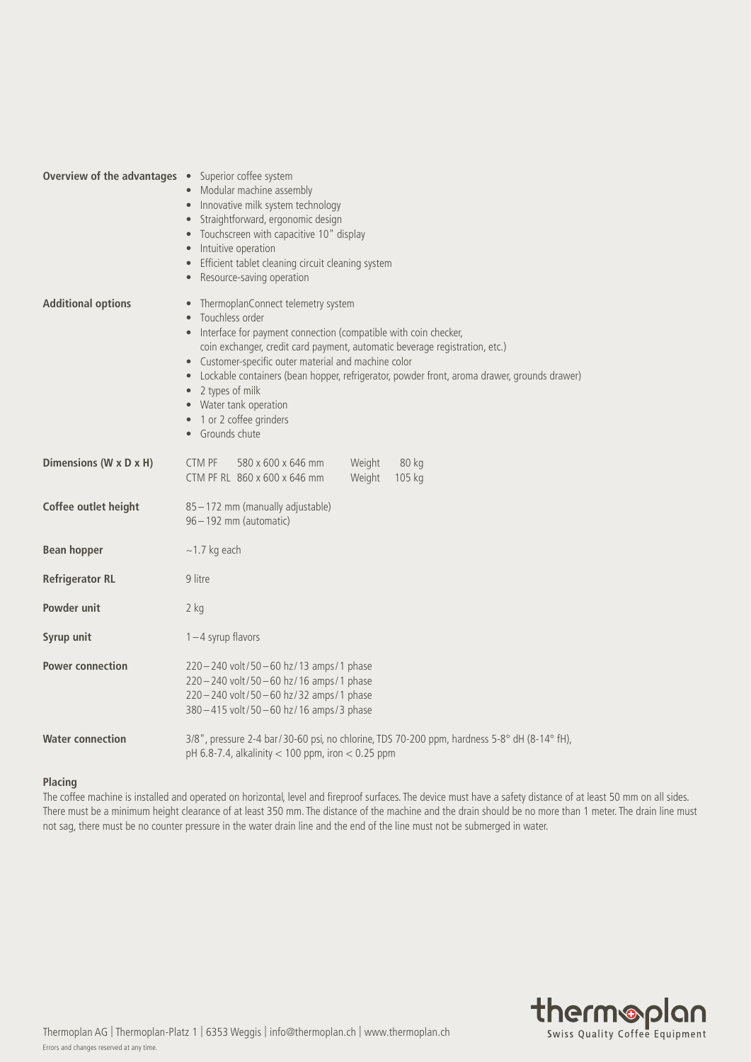| | |
|---|---|
| **Overview of the advantages** | • Superior coffee system<br>• Modular machine assembly<br>• Innovative milk system technology<br>• Straightforward, ergonomic design<br>• Touchscreen with capacitive 10" display<br>• Intuitive operation<br>• Efficient tablet cleaning circuit cleaning system<br>• Resource-saving operation |
| **Additional options** | • ThermoplanConnect telemetry system<br>• Touchless order<br>• Interface for payment connection (compatible with coin checker, coin exchanger, credit card payment, automatic beverage registration, etc.)<br>• Customer-specific outer material and machine color<br>• Lockable containers (bean hopper, refrigerator, powder front, aroma drawer, grounds drawer)<br>• 2 types of milk<br>• Water tank operation<br>• 1 or 2 coffee grinders<br>• Grounds chute |
| **Dimensions (W x D x H)** | CTM PF 580 x 600 x 646 mm Weight 80 kg<br>CTM PF RL 860 x 600 x 646 mm Weight 105 kg |
| **Coffee outlet height** | 85 – 172 mm (manually adjustable)<br>96 – 192 mm (automatic) |
| **Bean hopper** | ~1.7 kg each |
| **Refrigerator RL** | 9 litre |
| **Powder unit** | 2 kg |
| **Syrup unit** | 1 – 4 syrup flavors |
| **Power connection** | 220 – 240 volt / 50 – 60 hz / 13 amps / 1 phase<br>220 – 240 volt / 50 – 60 hz / 16 amps / 1 phase<br>220 – 240 volt / 50 – 60 hz / 32 amps / 1 phase<br>380 – 415 volt / 50 – 60 hz / 16 amps / 3 phase |
| **Water connection** | 3/8", pressure 2-4 bar / 30-60 psi, no chlorine, TDS 70-200 ppm, hardness 5-8° dH (8-14° fH), pH 6.8-7.4, alkalinity < 100 ppm, iron < 0.25 ppm |

**Placing**

The coffee machine is installed and operated on horizontal, level and fireproof surfaces. The device must have a safety distance of at least 50 mm on all sides. There must be a minimum height clearance of at least 350 mm. The distance of the machine and the drain should be no more than 1 meter. The drain line must not sag, there must be no counter pressure in the water drain line and the end of the line must not be submerged in water.

Thermoplan AG | Thermoplan-Platz 1 | 6353 Weggis | info@thermoplan.ch | www.thermoplan.ch

Errors and changes reserved at any time.

thermoplan
Swiss Quality Coffee Equipment